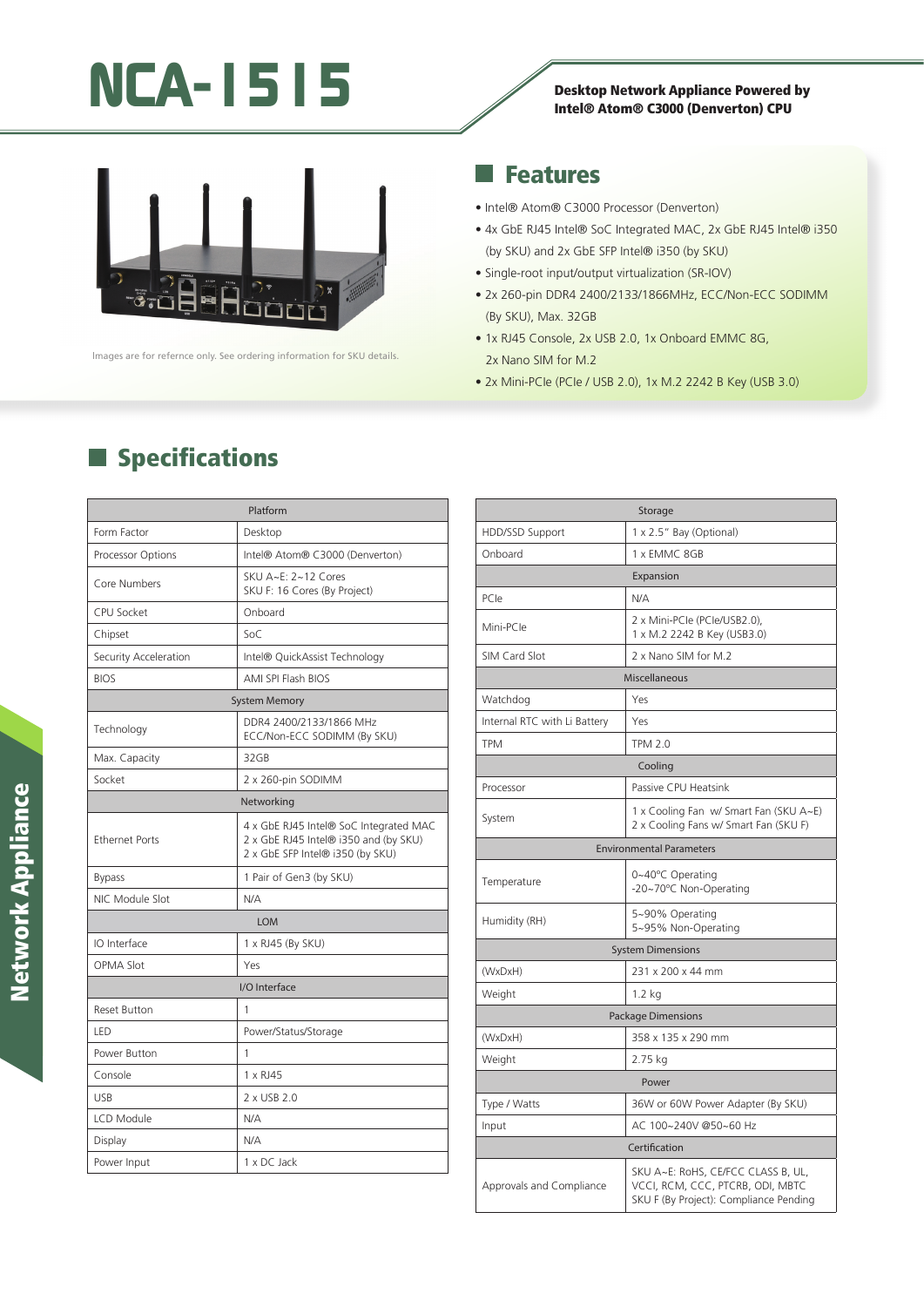# NCA-1515

**Desktop Network Appliance Powered by Intel® Atom® C3000 (Denverton) CPU**

Images are for refernce only. See ordering information for SKU details.

## Features

- Intel® Atom® C3000 Processor (Denverton)
- 4x GbE RJ45 Intel® SoC Integrated MAC, 2x GbE RJ45 Intel® i350 (by SKU) and 2x GbE SFP Intel® i350 (by SKU)
- Single-root input/output virtualization (SR-IOV)
- 2x 260-pin DDR4 2400/2133/1866MHz, ECC/Non-ECC SODIMM (By SKU), Max. 32GB
- 1x RJ45 Console, 2x USB 2.0, 1x Onboard EMMC 8G, 2x Nano SIM for M.2
- 2x Mini-PCIe (PCIe / USB 2.0), 1x M.2 2242 B Key (USB 3.0)

## Specifications

| Platform | |
|---|---|
| Form Factor | Desktop |
| Processor Options | Intel® Atom® C3000 (Denverton) |
| Core Numbers | SKU A~E: 2~12 Cores<br>SKU F: 16 Cores (By Project) |
| CPU Socket | Onboard |
| Chipset | SoC |
| Security Acceleration | Intel® QuickAssist Technology |
| BIOS | AMI SPI Flash BIOS |
| **System Memory** | |
| Technology | DDR4 2400/2133/1866 MHz<br>ECC/Non-ECC SODIMM (By SKU) |
| Max. Capacity | 32GB |
| Socket | 2 x 260-pin SODIMM |
| **Networking** | |
| Ethernet Ports | 4 x GbE RJ45 Intel® SoC Integrated MAC<br>2 x GbE RJ45 Intel® i350 and (by SKU)<br>2 x GbE SFP Intel® i350 (by SKU) |
| Bypass | 1 Pair of Gen3 (by SKU) |
| NIC Module Slot | N/A |
| **LOM** | |
| IO Interface | 1 x RJ45 (By SKU) |
| OPMA Slot | Yes |
| **I/O Interface** | |
| Reset Button | 1 |
| LED | Power/Status/Storage |
| Power Button | 1 |
| Console | 1 x RJ45 |
| USB | 2 x USB 2.0 |
| LCD Module | N/A |
| Display | N/A |
| Power Input | 1 x DC Jack |

| Storage | |
|---|---|
| HDD/SSD Support | 1 x 2.5" Bay (Optional) |
| Onboard | 1 x EMMC 8GB |
| **Expansion** | |
| PCIe | N/A |
| Mini-PCIe | 2 x Mini-PCIe (PCIe/USB2.0),<br>1 x M.2 2242 B Key (USB3.0) |
| SIM Card Slot | 2 x Nano SIM for M.2 |
| **Miscellaneous** | |
| Watchdog | Yes |
| Internal RTC with Li Battery | Yes |
| TPM | TPM 2.0 |
| **Cooling** | |
| Processor | Passive CPU Heatsink |
| System | 1 x Cooling Fan w/ Smart Fan (SKU A~E)<br>2 x Cooling Fans w/ Smart Fan (SKU F) |
| **Environmental Parameters** | |
| Temperature | 0~40ºC Operating<br>-20~70ºC Non-Operating |
| Humidity (RH) | 5~90% Operating<br>5~95% Non-Operating |
| **System Dimensions** | |
| (WxDxH) | 231 x 200 x 44 mm |
| Weight | 1.2 kg |
| **Package Dimensions** | |
| (WxDxH) | 358 x 135 x 290 mm |
| Weight | 2.75 kg |
| **Power** | |
| Type / Watts | 36W or 60W Power Adapter (By SKU) |
| Input | AC 100~240V @50~60 Hz |
| **Certification** | |
| Approvals and Compliance | SKU A~E: RoHS, CE/FCC CLASS B, UL, VCCI, RCM, CCC, PTCRB, ODI, MBTC<br>SKU F (By Project): Compliance Pending |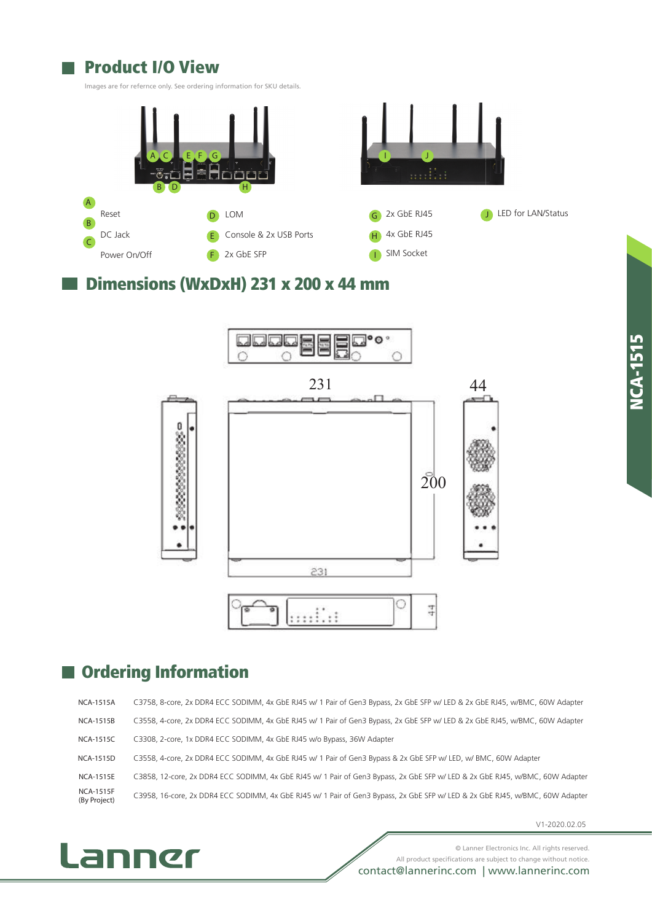## Product I/O View

Images are for refernce only. See ordering information for SKU details.

A Reset
B DC Jack
C Power On/Off
D LOM
E Console & 2x USB Ports
F 2x GbE SFP
G 2x GbE RJ45
H 4x GbE RJ45
I SIM Socket
J LED for LAN/Status

## Dimensions (WxDxH) 231 x 200 x 44 mm

231
44
200
231
44

## Ordering Information

| | |
|---|---|
| NCA-1515A | C3758, 8-core, 2x DDR4 ECC SODIMM, 4x GbE RJ45 w/ 1 Pair of Gen3 Bypass, 2x GbE SFP w/ LED & 2x GbE RJ45, w/BMC, 60W Adapter |
| NCA-1515B | C3558, 4-core, 2x DDR4 ECC SODIMM, 4x GbE RJ45 w/ 1 Pair of Gen3 Bypass, 2x GbE SFP w/ LED & 2x GbE RJ45, w/BMC, 60W Adapter |
| NCA-1515C | C3308, 2-core, 1x DDR4 ECC SODIMM, 4x GbE RJ45 w/o Bypass, 36W Adapter |
| NCA-1515D | C3558, 4-core, 2x DDR4 ECC SODIMM, 4x GbE RJ45 w/ 1 Pair of Gen3 Bypass & 2x GbE SFP w/ LED, w/ BMC, 60W Adapter |
| NCA-1515E | C3858, 12-core, 2x DDR4 ECC SODIMM, 4x GbE RJ45 w/ 1 Pair of Gen3 Bypass, 2x GbE SFP w/ LED & 2x GbE RJ45, w/BMC, 60W Adapter |
| NCA-1515F (By Project) | C3958, 16-core, 2x DDR4 ECC SODIMM, 4x GbE RJ45 w/ 1 Pair of Gen3 Bypass, 2x GbE SFP w/ LED & 2x GbE RJ45, w/BMC, 60W Adapter |

V1-2020.02.05

Lanner

© Lanner Electronics Inc. All rights reserved.
All product specifications are subject to change without notice.
contact@lannerinc.com | www.lannerinc.com